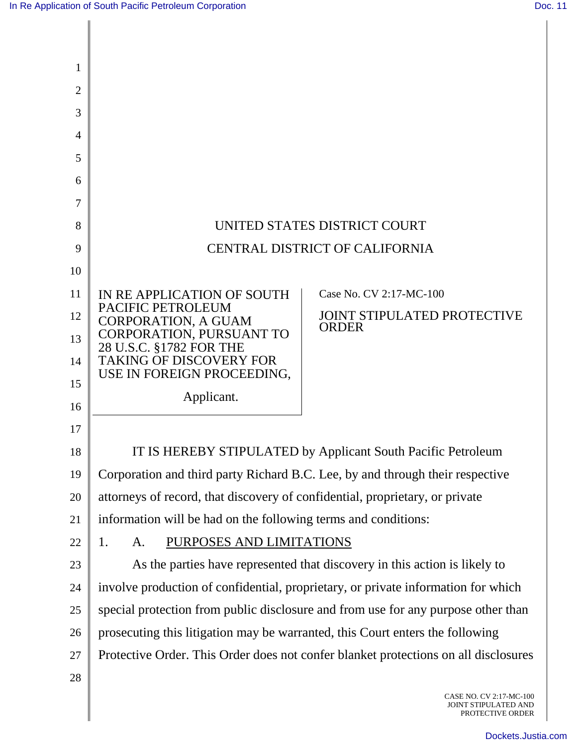UNITED STATES DISTRICT COURT

CENTRAL DISTRICT OF CALIFORNIA

IN RE APPLICATION OF SOUTH PACIFIC PETROLEUM CORPORATION, A GUAM CORPORATION, PURSUANT TO 28 U.S.C. §1782 FOR THE TAKING OF DISCOVERY FOR USE IN FOREIGN PROCEEDING,

Applicant.

Case No. CV 2:17-MC-100

JOINT STIPULATED PROTECTIVE ORDER

IT IS HEREBY STIPULATED by Applicant South Pacific Petroleum Corporation and third party Richard B.C. Lee, by and through their respective attorneys of record, that discovery of confidential, proprietary, or private information will be had on the following terms and conditions:

1. A. PURPOSES AND LIMITATIONS

As the parties have represented that discovery in this action is likely to involve production of confidential, proprietary, or private information for which special protection from public disclosure and from use for any purpose other than prosecuting this litigation may be warranted, this Court enters the following Protective Order. This Order does not confer blanket protections on all disclosures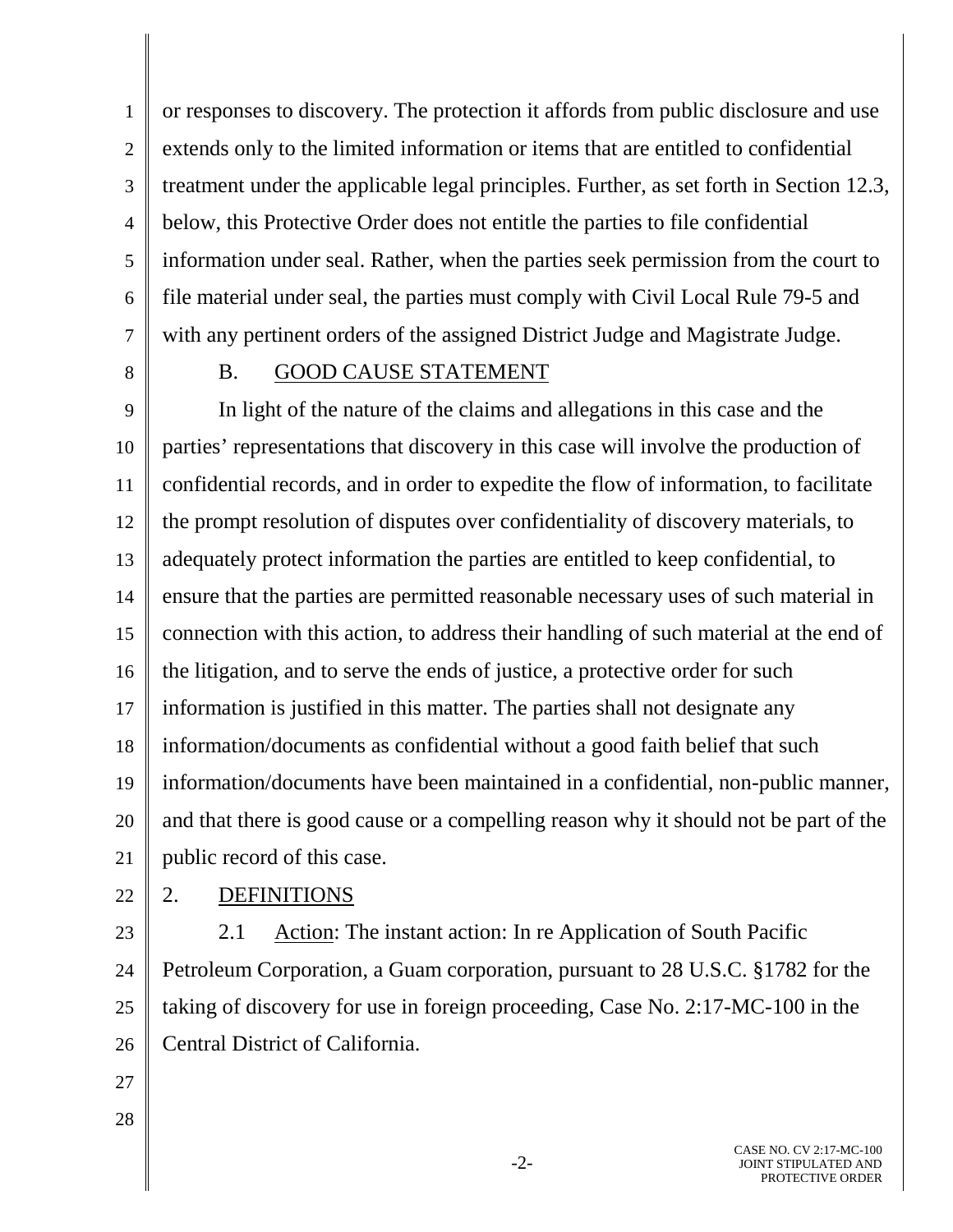or responses to discovery. The protection it affords from public disclosure and use extends only to the limited information or items that are entitled to confidential treatment under the applicable legal principles. Further, as set forth in Section 12.3, below, this Protective Order does not entitle the parties to file confidential information under seal. Rather, when the parties seek permission from the court to file material under seal, the parties must comply with Civil Local Rule 79-5 and with any pertinent orders of the assigned District Judge and Magistrate Judge.

### B. GOOD CAUSE STATEMENT

In light of the nature of the claims and allegations in this case and the parties' representations that discovery in this case will involve the production of confidential records, and in order to expedite the flow of information, to facilitate the prompt resolution of disputes over confidentiality of discovery materials, to adequately protect information the parties are entitled to keep confidential, to ensure that the parties are permitted reasonable necessary uses of such material in connection with this action, to address their handling of such material at the end of the litigation, and to serve the ends of justice, a protective order for such information is justified in this matter. The parties shall not designate any information/documents as confidential without a good faith belief that such information/documents have been maintained in a confidential, non-public manner, and that there is good cause or a compelling reason why it should not be part of the public record of this case.

## 2. DEFINITIONS

2.1 Action: The instant action: In re Application of South Pacific Petroleum Corporation, a Guam corporation, pursuant to 28 U.S.C. §1782 for the taking of discovery for use in foreign proceeding, Case No. 2:17-MC-100 in the Central District of California.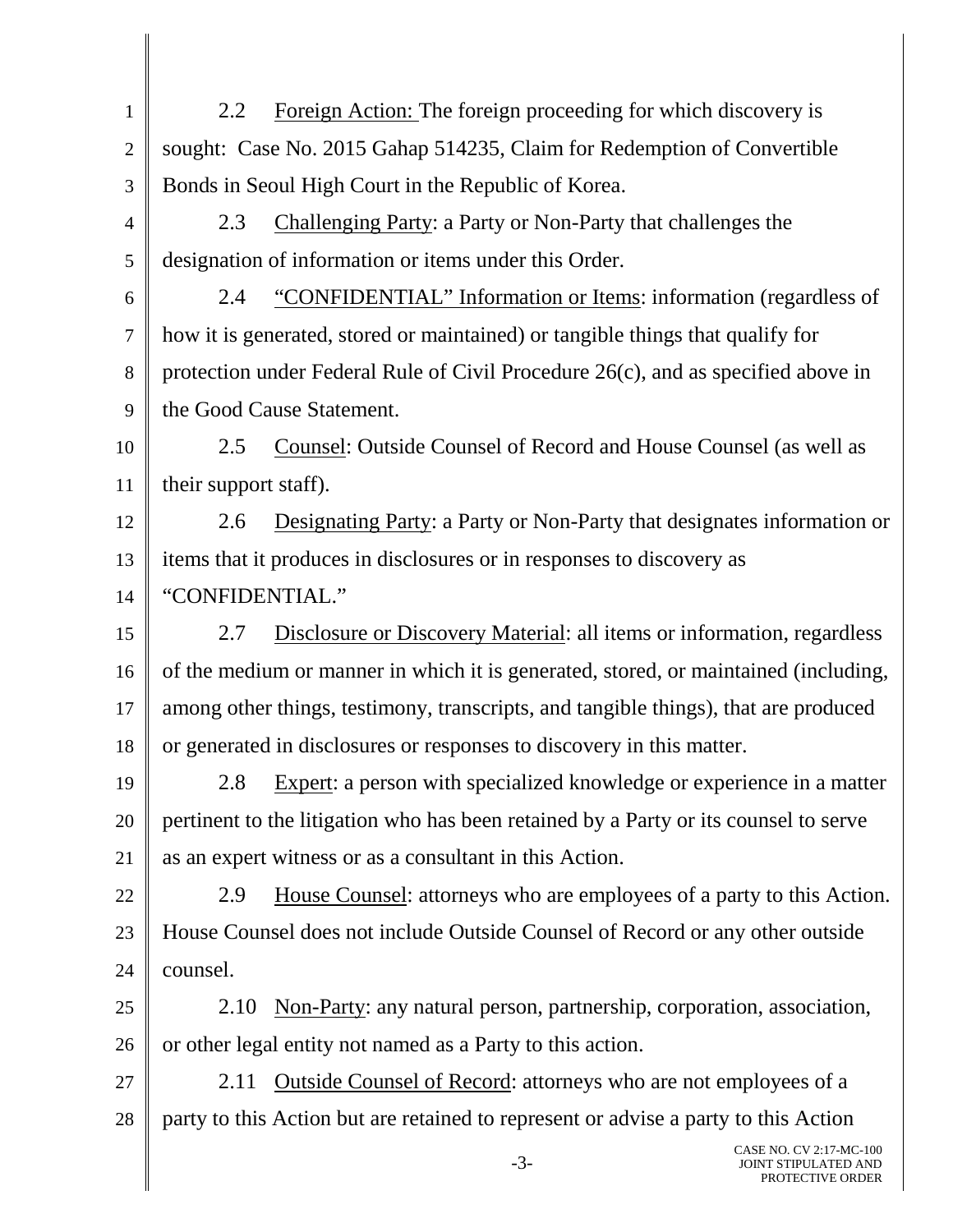2.2 Foreign Action: The foreign proceeding for which discovery is sought: Case No. 2015 Gahap 514235, Claim for Redemption of Convertible Bonds in Seoul High Court in the Republic of Korea.

2.3 Challenging Party: a Party or Non-Party that challenges the designation of information or items under this Order.

2.4 "CONFIDENTIAL" Information or Items: information (regardless of how it is generated, stored or maintained) or tangible things that qualify for protection under Federal Rule of Civil Procedure 26(c), and as specified above in the Good Cause Statement.

2.5 Counsel: Outside Counsel of Record and House Counsel (as well as their support staff).

2.6 Designating Party: a Party or Non-Party that designates information or items that it produces in disclosures or in responses to discovery as "CONFIDENTIAL."

2.7 Disclosure or Discovery Material: all items or information, regardless of the medium or manner in which it is generated, stored, or maintained (including, among other things, testimony, transcripts, and tangible things), that are produced or generated in disclosures or responses to discovery in this matter.

2.8 Expert: a person with specialized knowledge or experience in a matter pertinent to the litigation who has been retained by a Party or its counsel to serve as an expert witness or as a consultant in this Action.

2.9 House Counsel: attorneys who are employees of a party to this Action. House Counsel does not include Outside Counsel of Record or any other outside counsel.

2.10 Non-Party: any natural person, partnership, corporation, association, or other legal entity not named as a Party to this action.

2.11 Outside Counsel of Record: attorneys who are not employees of a party to this Action but are retained to represent or advise a party to this Action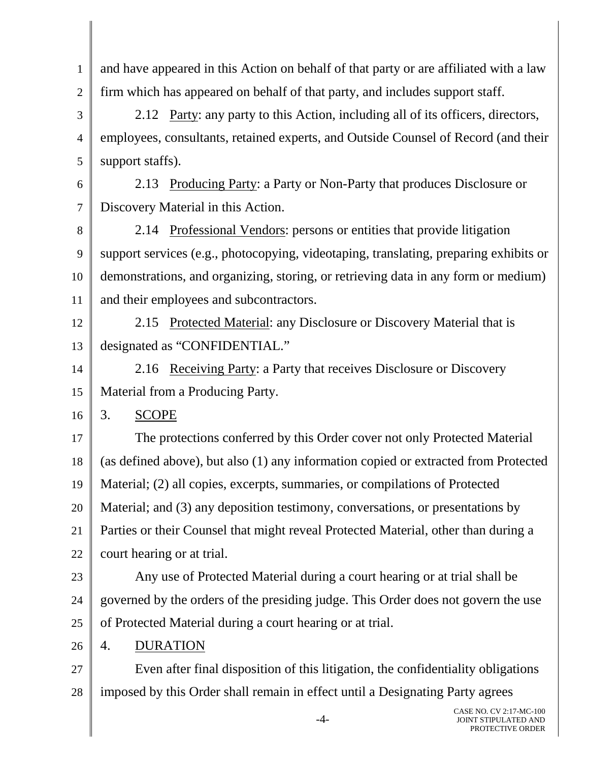and have appeared in this Action on behalf of that party or are affiliated with a law firm which has appeared on behalf of that party, and includes support staff.

2.12 Party: any party to this Action, including all of its officers, directors, employees, consultants, retained experts, and Outside Counsel of Record (and their support staffs).

2.13 Producing Party: a Party or Non-Party that produces Disclosure or Discovery Material in this Action.

2.14 Professional Vendors: persons or entities that provide litigation support services (e.g., photocopying, videotaping, translating, preparing exhibits or demonstrations, and organizing, storing, or retrieving data in any form or medium) and their employees and subcontractors.

2.15 Protected Material: any Disclosure or Discovery Material that is designated as "CONFIDENTIAL."

2.16 Receiving Party: a Party that receives Disclosure or Discovery Material from a Producing Party.

## 3. SCOPE

The protections conferred by this Order cover not only Protected Material (as defined above), but also (1) any information copied or extracted from Protected Material; (2) all copies, excerpts, summaries, or compilations of Protected Material; and (3) any deposition testimony, conversations, or presentations by Parties or their Counsel that might reveal Protected Material, other than during a court hearing or at trial.

Any use of Protected Material during a court hearing or at trial shall be governed by the orders of the presiding judge. This Order does not govern the use of Protected Material during a court hearing or at trial.

## 4. DURATION

Even after final disposition of this litigation, the confidentiality obligations imposed by this Order shall remain in effect until a Designating Party agrees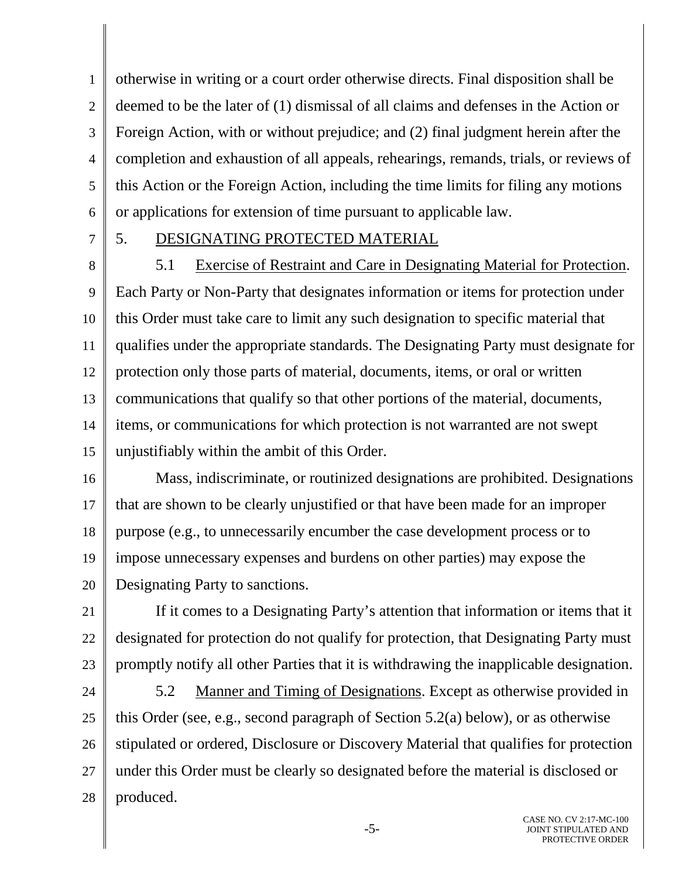otherwise in writing or a court order otherwise directs. Final disposition shall be deemed to be the later of (1) dismissal of all claims and defenses in the Action or Foreign Action, with or without prejudice; and (2) final judgment herein after the completion and exhaustion of all appeals, rehearings, remands, trials, or reviews of this Action or the Foreign Action, including the time limits for filing any motions or applications for extension of time pursuant to applicable law.

## 5. DESIGNATING PROTECTED MATERIAL

5.1 Exercise of Restraint and Care in Designating Material for Protection. Each Party or Non-Party that designates information or items for protection under this Order must take care to limit any such designation to specific material that qualifies under the appropriate standards. The Designating Party must designate for protection only those parts of material, documents, items, or oral or written communications that qualify so that other portions of the material, documents, items, or communications for which protection is not warranted are not swept unjustifiably within the ambit of this Order.

Mass, indiscriminate, or routinized designations are prohibited. Designations that are shown to be clearly unjustified or that have been made for an improper purpose (e.g., to unnecessarily encumber the case development process or to impose unnecessary expenses and burdens on other parties) may expose the Designating Party to sanctions.

If it comes to a Designating Party's attention that information or items that it designated for protection do not qualify for protection, that Designating Party must promptly notify all other Parties that it is withdrawing the inapplicable designation.

5.2 Manner and Timing of Designations. Except as otherwise provided in this Order (see, e.g., second paragraph of Section 5.2(a) below), or as otherwise stipulated or ordered, Disclosure or Discovery Material that qualifies for protection under this Order must be clearly so designated before the material is disclosed or produced.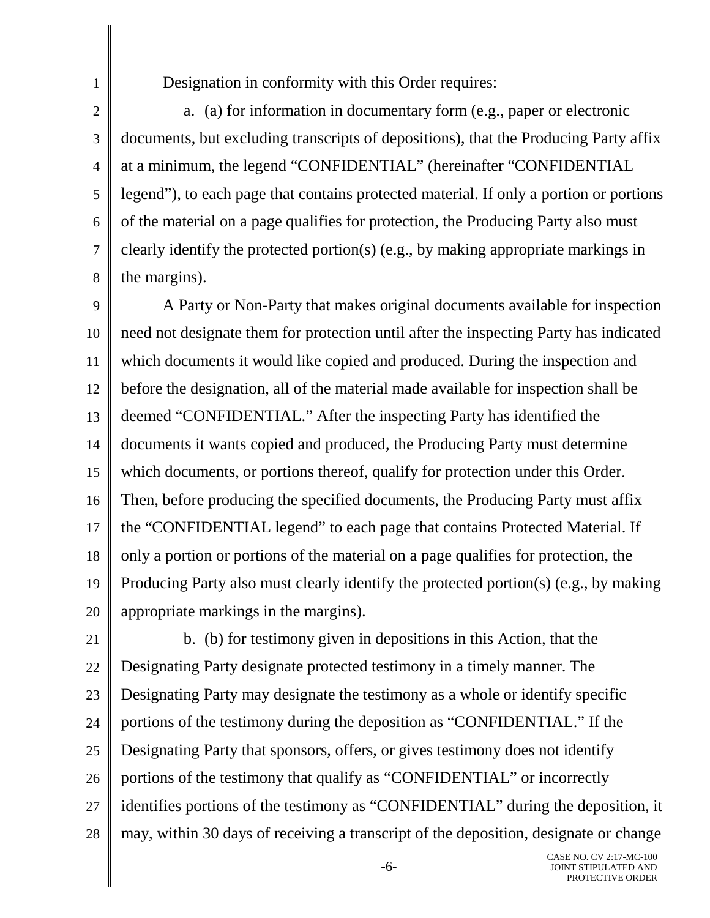Designation in conformity with this Order requires:

a. (a) for information in documentary form (e.g., paper or electronic documents, but excluding transcripts of depositions), that the Producing Party affix at a minimum, the legend "CONFIDENTIAL" (hereinafter "CONFIDENTIAL legend"), to each page that contains protected material. If only a portion or portions of the material on a page qualifies for protection, the Producing Party also must clearly identify the protected portion(s) (e.g., by making appropriate markings in the margins).

A Party or Non-Party that makes original documents available for inspection need not designate them for protection until after the inspecting Party has indicated which documents it would like copied and produced. During the inspection and before the designation, all of the material made available for inspection shall be deemed "CONFIDENTIAL." After the inspecting Party has identified the documents it wants copied and produced, the Producing Party must determine which documents, or portions thereof, qualify for protection under this Order. Then, before producing the specified documents, the Producing Party must affix the "CONFIDENTIAL legend" to each page that contains Protected Material. If only a portion or portions of the material on a page qualifies for protection, the Producing Party also must clearly identify the protected portion(s) (e.g., by making appropriate markings in the margins).

b. (b) for testimony given in depositions in this Action, that the Designating Party designate protected testimony in a timely manner. The Designating Party may designate the testimony as a whole or identify specific portions of the testimony during the deposition as "CONFIDENTIAL." If the Designating Party that sponsors, offers, or gives testimony does not identify portions of the testimony that qualify as "CONFIDENTIAL" or incorrectly identifies portions of the testimony as "CONFIDENTIAL" during the deposition, it may, within 30 days of receiving a transcript of the deposition, designate or change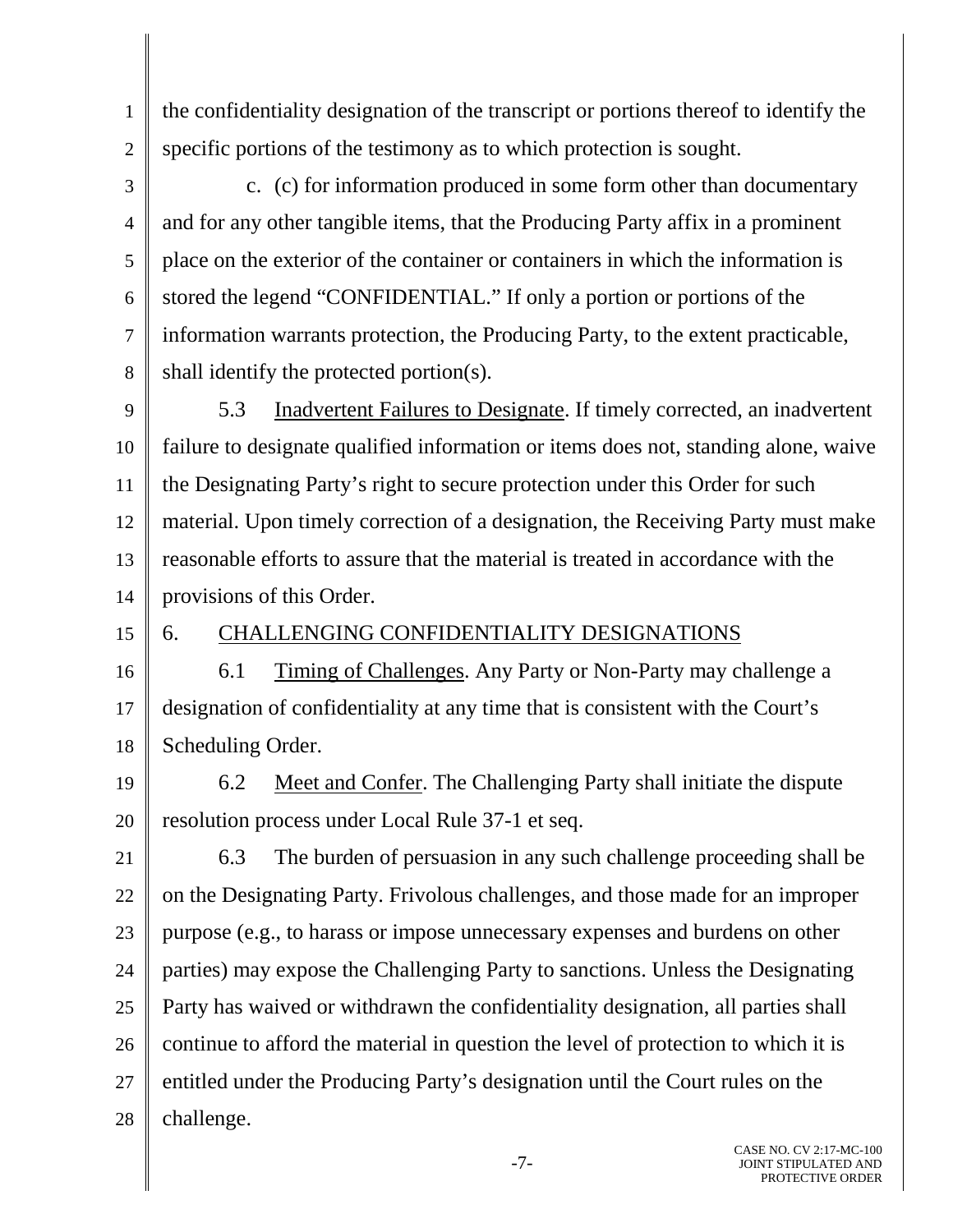the confidentiality designation of the transcript or portions thereof to identify the specific portions of the testimony as to which protection is sought.

c. (c) for information produced in some form other than documentary and for any other tangible items, that the Producing Party affix in a prominent place on the exterior of the container or containers in which the information is stored the legend "CONFIDENTIAL." If only a portion or portions of the information warrants protection, the Producing Party, to the extent practicable, shall identify the protected portion(s).

5.3 Inadvertent Failures to Designate. If timely corrected, an inadvertent failure to designate qualified information or items does not, standing alone, waive the Designating Party's right to secure protection under this Order for such material. Upon timely correction of a designation, the Receiving Party must make reasonable efforts to assure that the material is treated in accordance with the provisions of this Order.

6. CHALLENGING CONFIDENTIALITY DESIGNATIONS

6.1 Timing of Challenges. Any Party or Non-Party may challenge a designation of confidentiality at any time that is consistent with the Court's Scheduling Order.

6.2 Meet and Confer. The Challenging Party shall initiate the dispute resolution process under Local Rule 37-1 et seq.

6.3 The burden of persuasion in any such challenge proceeding shall be on the Designating Party. Frivolous challenges, and those made for an improper purpose (e.g., to harass or impose unnecessary expenses and burdens on other parties) may expose the Challenging Party to sanctions. Unless the Designating Party has waived or withdrawn the confidentiality designation, all parties shall continue to afford the material in question the level of protection to which it is entitled under the Producing Party's designation until the Court rules on the challenge.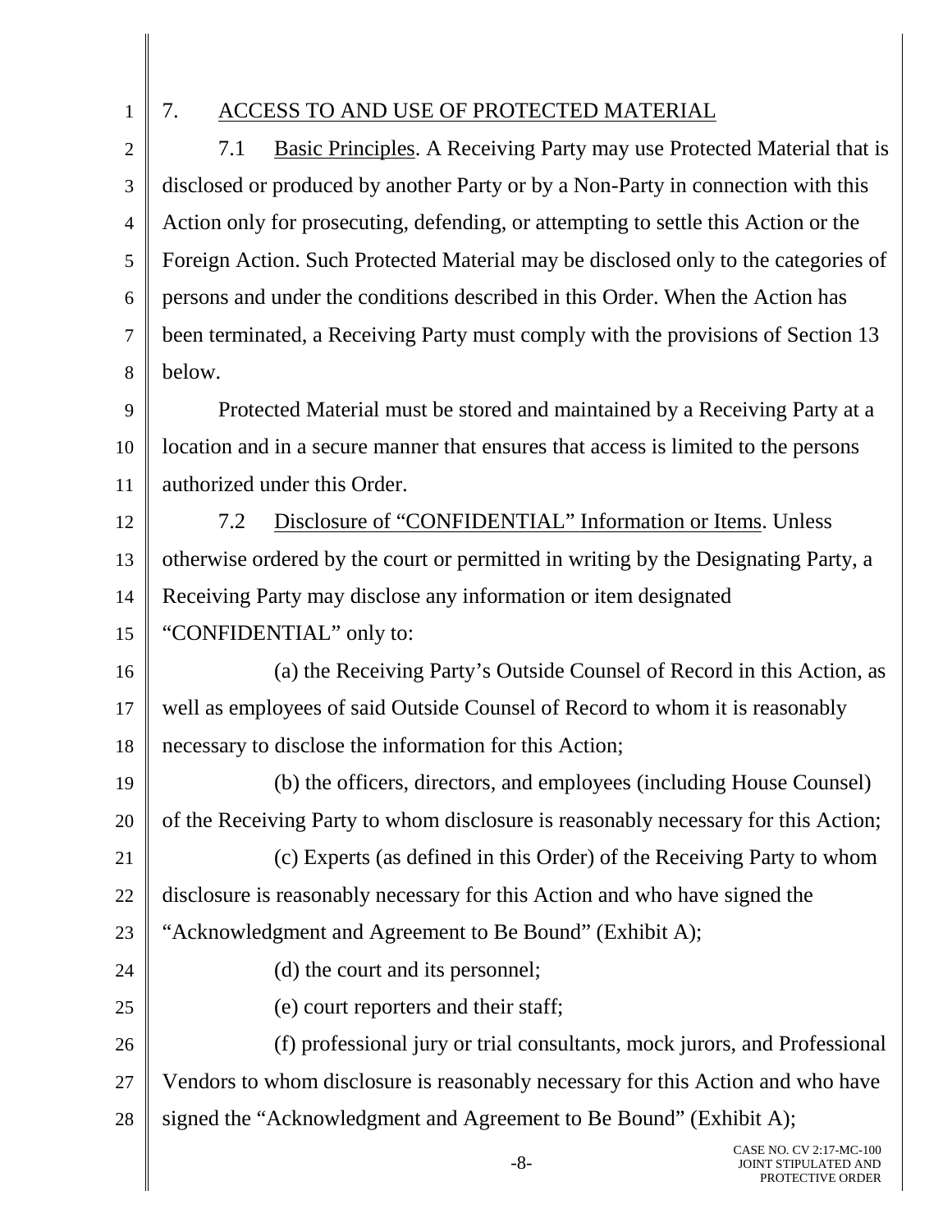## 7. ACCESS TO AND USE OF PROTECTED MATERIAL

7.1 Basic Principles. A Receiving Party may use Protected Material that is disclosed or produced by another Party or by a Non-Party in connection with this Action only for prosecuting, defending, or attempting to settle this Action or the Foreign Action. Such Protected Material may be disclosed only to the categories of persons and under the conditions described in this Order. When the Action has been terminated, a Receiving Party must comply with the provisions of Section 13 below.

Protected Material must be stored and maintained by a Receiving Party at a location and in a secure manner that ensures that access is limited to the persons authorized under this Order.

7.2 Disclosure of "CONFIDENTIAL" Information or Items. Unless otherwise ordered by the court or permitted in writing by the Designating Party, a Receiving Party may disclose any information or item designated "CONFIDENTIAL" only to:

(a) the Receiving Party's Outside Counsel of Record in this Action, as well as employees of said Outside Counsel of Record to whom it is reasonably necessary to disclose the information for this Action;

(b) the officers, directors, and employees (including House Counsel) of the Receiving Party to whom disclosure is reasonably necessary for this Action;

(c) Experts (as defined in this Order) of the Receiving Party to whom disclosure is reasonably necessary for this Action and who have signed the "Acknowledgment and Agreement to Be Bound" (Exhibit A);

(d) the court and its personnel;

(e) court reporters and their staff;

(f) professional jury or trial consultants, mock jurors, and Professional Vendors to whom disclosure is reasonably necessary for this Action and who have signed the "Acknowledgment and Agreement to Be Bound" (Exhibit A);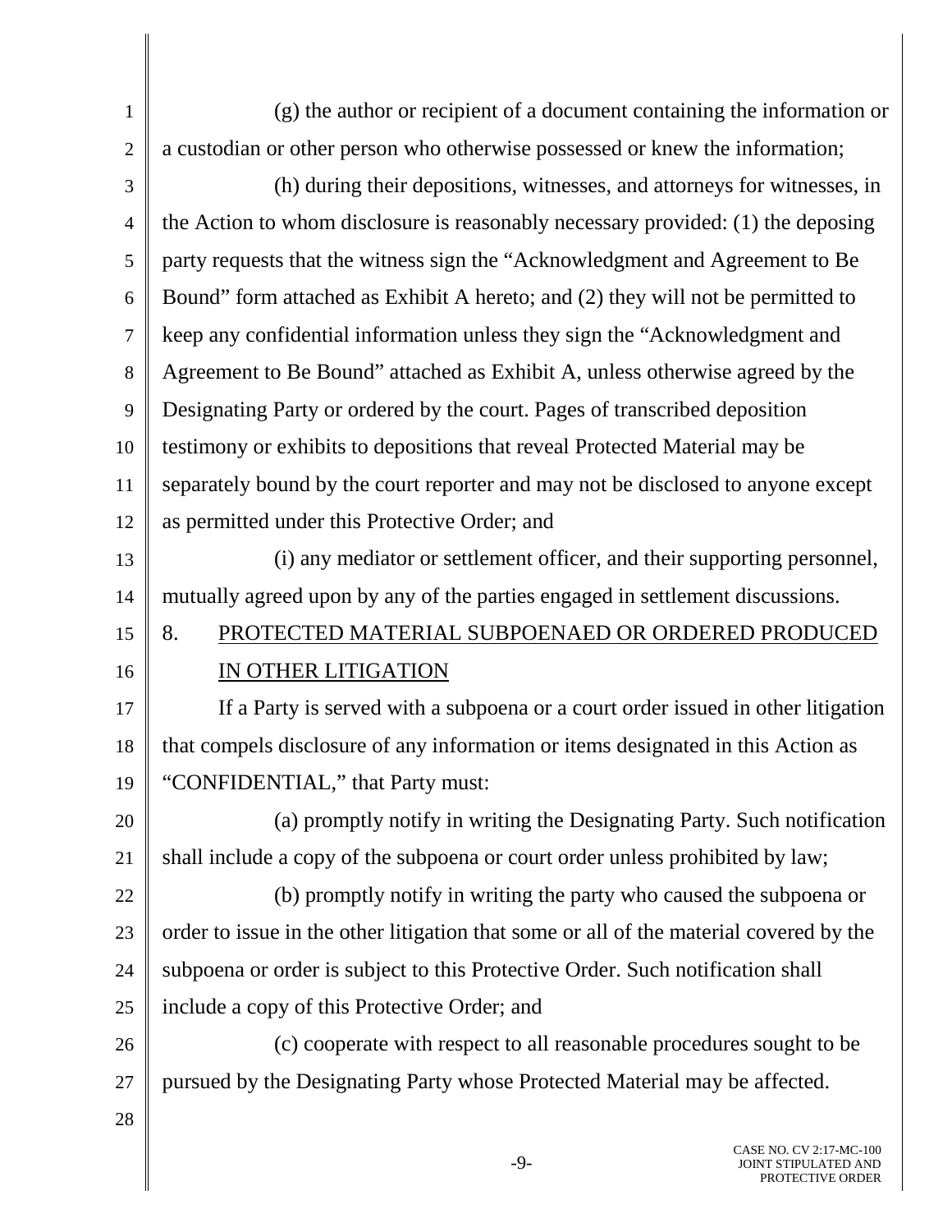(g) the author or recipient of a document containing the information or a custodian or other person who otherwise possessed or knew the information;

(h) during their depositions, witnesses, and attorneys for witnesses, in the Action to whom disclosure is reasonably necessary provided: (1) the deposing party requests that the witness sign the "Acknowledgment and Agreement to Be Bound" form attached as Exhibit A hereto; and (2) they will not be permitted to keep any confidential information unless they sign the "Acknowledgment and Agreement to Be Bound" attached as Exhibit A, unless otherwise agreed by the Designating Party or ordered by the court. Pages of transcribed deposition testimony or exhibits to depositions that reveal Protected Material may be separately bound by the court reporter and may not be disclosed to anyone except as permitted under this Protective Order; and

(i) any mediator or settlement officer, and their supporting personnel, mutually agreed upon by any of the parties engaged in settlement discussions.

## 8. PROTECTED MATERIAL SUBPOENAED OR ORDERED PRODUCED IN OTHER LITIGATION

If a Party is served with a subpoena or a court order issued in other litigation that compels disclosure of any information or items designated in this Action as "CONFIDENTIAL," that Party must:

(a) promptly notify in writing the Designating Party. Such notification shall include a copy of the subpoena or court order unless prohibited by law;

(b) promptly notify in writing the party who caused the subpoena or order to issue in the other litigation that some or all of the material covered by the subpoena or order is subject to this Protective Order. Such notification shall include a copy of this Protective Order; and

(c) cooperate with respect to all reasonable procedures sought to be pursued by the Designating Party whose Protected Material may be affected.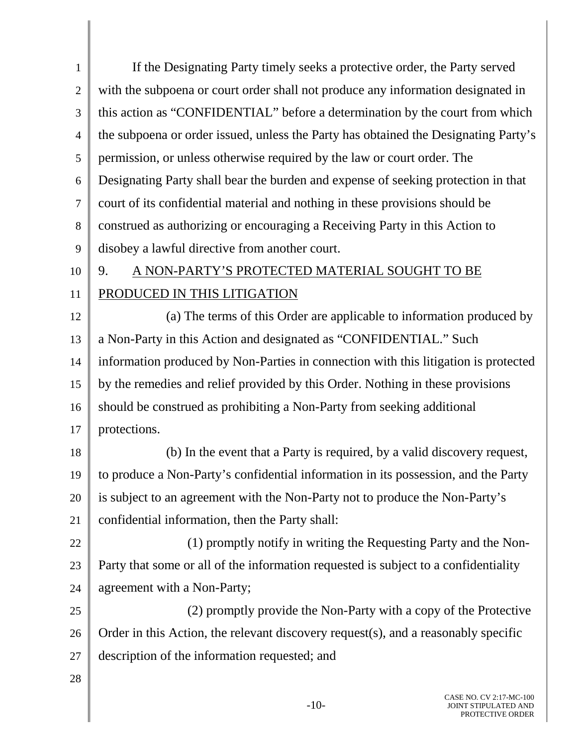If the Designating Party timely seeks a protective order, the Party served with the subpoena or court order shall not produce any information designated in this action as "CONFIDENTIAL" before a determination by the court from which the subpoena or order issued, unless the Party has obtained the Designating Party's permission, or unless otherwise required by the law or court order. The Designating Party shall bear the burden and expense of seeking protection in that court of its confidential material and nothing in these provisions should be construed as authorizing or encouraging a Receiving Party in this Action to disobey a lawful directive from another court.

## 9. A NON-PARTY'S PROTECTED MATERIAL SOUGHT TO BE PRODUCED IN THIS LITIGATION

(a) The terms of this Order are applicable to information produced by a Non-Party in this Action and designated as "CONFIDENTIAL." Such information produced by Non-Parties in connection with this litigation is protected by the remedies and relief provided by this Order. Nothing in these provisions should be construed as prohibiting a Non-Party from seeking additional protections.

(b) In the event that a Party is required, by a valid discovery request, to produce a Non-Party's confidential information in its possession, and the Party is subject to an agreement with the Non-Party not to produce the Non-Party's confidential information, then the Party shall:

(1) promptly notify in writing the Requesting Party and the Non-Party that some or all of the information requested is subject to a confidentiality agreement with a Non-Party;

(2) promptly provide the Non-Party with a copy of the Protective Order in this Action, the relevant discovery request(s), and a reasonably specific description of the information requested; and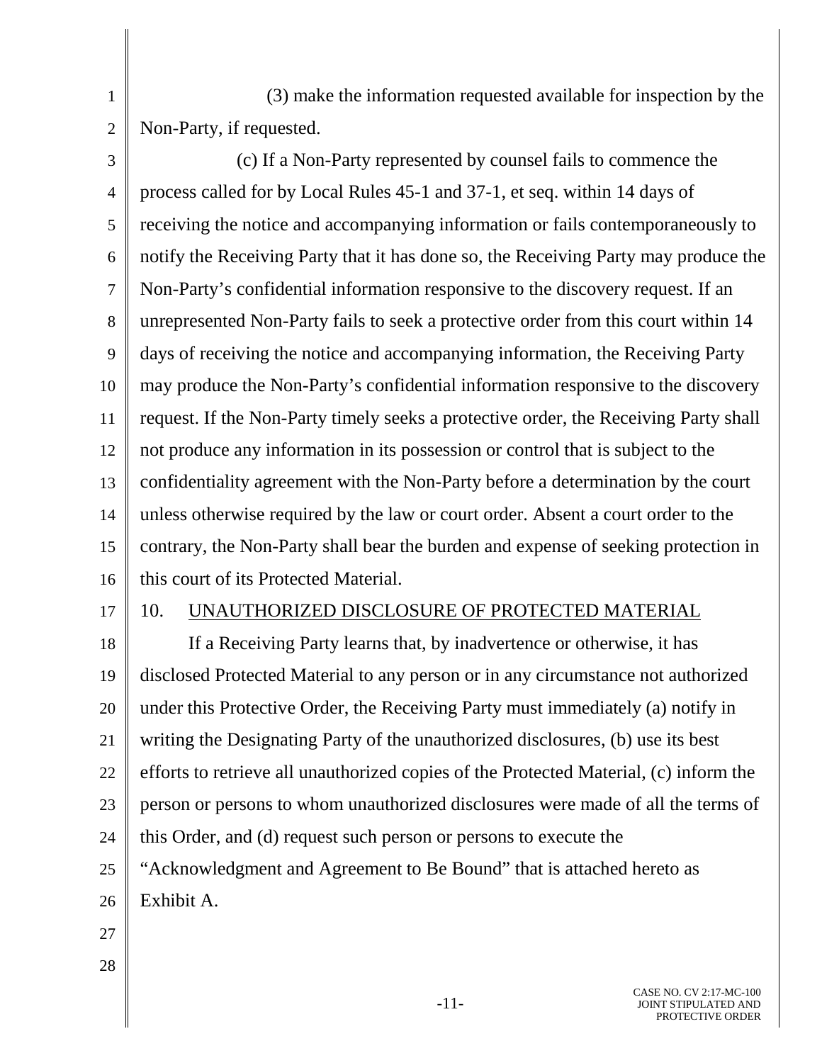(3) make the information requested available for inspection by the Non-Party, if requested.

(c) If a Non-Party represented by counsel fails to commence the process called for by Local Rules 45-1 and 37-1, et seq. within 14 days of receiving the notice and accompanying information or fails contemporaneously to notify the Receiving Party that it has done so, the Receiving Party may produce the Non-Party's confidential information responsive to the discovery request. If an unrepresented Non-Party fails to seek a protective order from this court within 14 days of receiving the notice and accompanying information, the Receiving Party may produce the Non-Party's confidential information responsive to the discovery request. If the Non-Party timely seeks a protective order, the Receiving Party shall not produce any information in its possession or control that is subject to the confidentiality agreement with the Non-Party before a determination by the court unless otherwise required by the law or court order. Absent a court order to the contrary, the Non-Party shall bear the burden and expense of seeking protection in this court of its Protected Material.

## 10. UNAUTHORIZED DISCLOSURE OF PROTECTED MATERIAL

If a Receiving Party learns that, by inadvertence or otherwise, it has disclosed Protected Material to any person or in any circumstance not authorized under this Protective Order, the Receiving Party must immediately (a) notify in writing the Designating Party of the unauthorized disclosures, (b) use its best efforts to retrieve all unauthorized copies of the Protected Material, (c) inform the person or persons to whom unauthorized disclosures were made of all the terms of this Order, and (d) request such person or persons to execute the "Acknowledgment and Agreement to Be Bound" that is attached hereto as Exhibit A.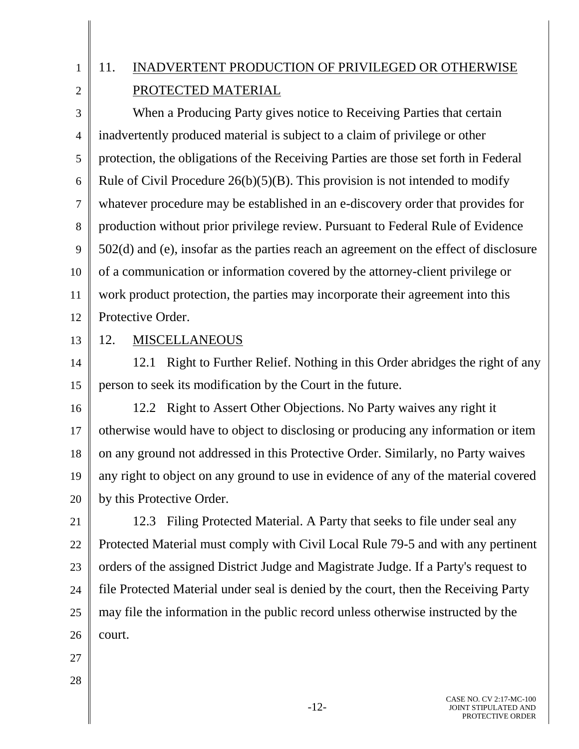## 11. INADVERTENT PRODUCTION OF PRIVILEGED OR OTHERWISE PROTECTED MATERIAL

When a Producing Party gives notice to Receiving Parties that certain inadvertently produced material is subject to a claim of privilege or other protection, the obligations of the Receiving Parties are those set forth in Federal Rule of Civil Procedure 26(b)(5)(B). This provision is not intended to modify whatever procedure may be established in an e-discovery order that provides for production without prior privilege review. Pursuant to Federal Rule of Evidence 502(d) and (e), insofar as the parties reach an agreement on the effect of disclosure of a communication or information covered by the attorney-client privilege or work product protection, the parties may incorporate their agreement into this Protective Order.

## 12. MISCELLANEOUS

12.1 Right to Further Relief. Nothing in this Order abridges the right of any person to seek its modification by the Court in the future.

12.2 Right to Assert Other Objections. No Party waives any right it otherwise would have to object to disclosing or producing any information or item on any ground not addressed in this Protective Order. Similarly, no Party waives any right to object on any ground to use in evidence of any of the material covered by this Protective Order.

12.3 Filing Protected Material. A Party that seeks to file under seal any Protected Material must comply with Civil Local Rule 79-5 and with any pertinent orders of the assigned District Judge and Magistrate Judge. If a Party's request to file Protected Material under seal is denied by the court, then the Receiving Party may file the information in the public record unless otherwise instructed by the court.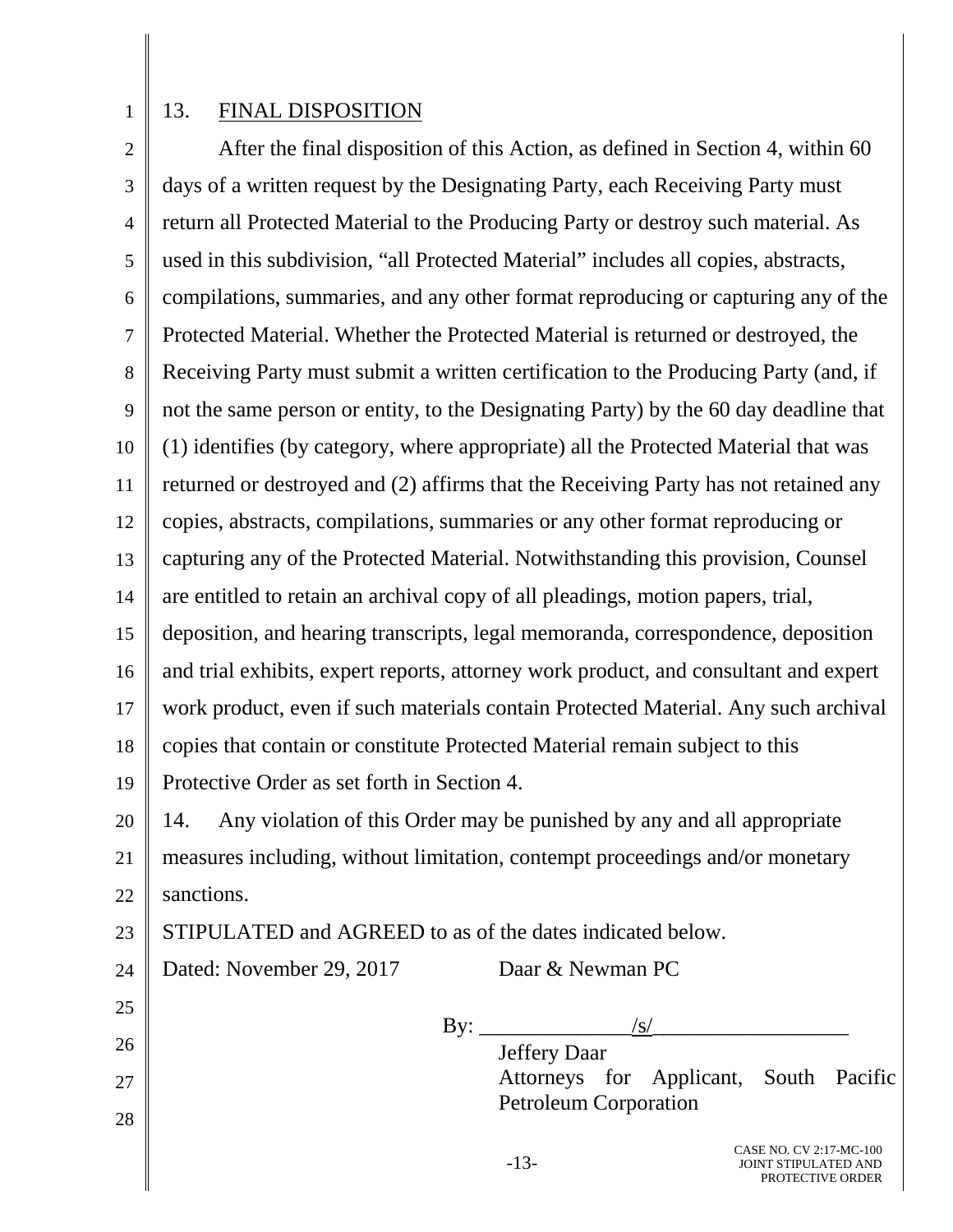## 13. FINAL DISPOSITION

After the final disposition of this Action, as defined in Section 4, within 60 days of a written request by the Designating Party, each Receiving Party must return all Protected Material to the Producing Party or destroy such material. As used in this subdivision, "all Protected Material" includes all copies, abstracts, compilations, summaries, and any other format reproducing or capturing any of the Protected Material. Whether the Protected Material is returned or destroyed, the Receiving Party must submit a written certification to the Producing Party (and, if not the same person or entity, to the Designating Party) by the 60 day deadline that (1) identifies (by category, where appropriate) all the Protected Material that was returned or destroyed and (2) affirms that the Receiving Party has not retained any copies, abstracts, compilations, summaries or any other format reproducing or capturing any of the Protected Material. Notwithstanding this provision, Counsel are entitled to retain an archival copy of all pleadings, motion papers, trial, deposition, and hearing transcripts, legal memoranda, correspondence, deposition and trial exhibits, expert reports, attorney work product, and consultant and expert work product, even if such materials contain Protected Material. Any such archival copies that contain or constitute Protected Material remain subject to this Protective Order as set forth in Section 4.

14. Any violation of this Order may be punished by any and all appropriate measures including, without limitation, contempt proceedings and/or monetary sanctions.

STIPULATED and AGREED to as of the dates indicated below.

Dated: November 29, 2017

Daar & Newman PC

By: /s/

Jeffery Daar
Attorneys for Applicant, South Pacific Petroleum Corporation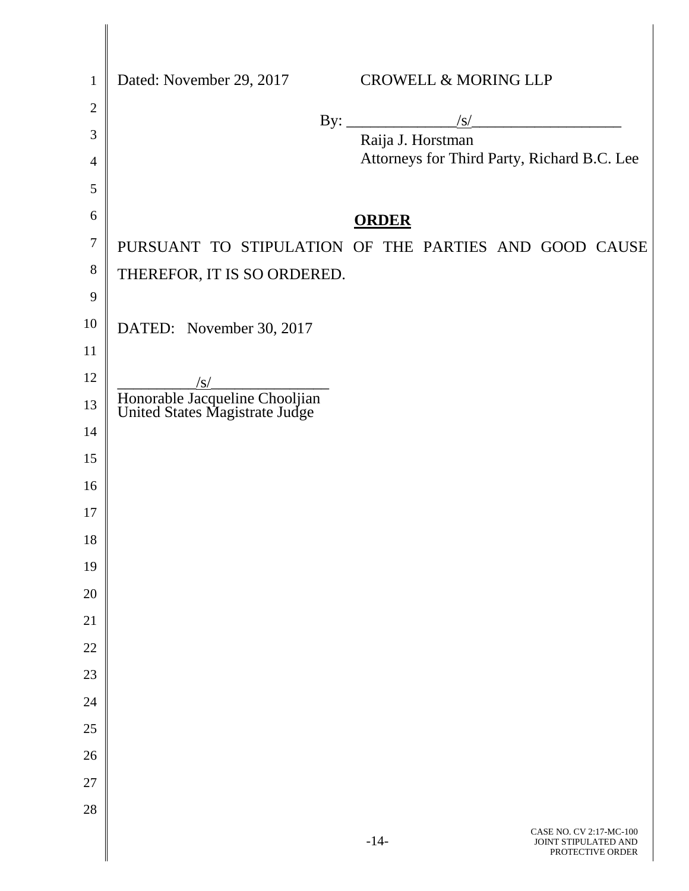Dated: November 29, 2017 CROWELL & MORING LLP

By: ______________/s/___________________

Raija J. Horstman

Attorneys for Third Party, Richard B.C. Lee

**ORDER**

PURSUANT TO STIPULATION OF THE PARTIES AND GOOD CAUSE THEREFOR, IT IS SO ORDERED.

DATED: November 30, 2017

__________/s/_______________

Honorable Jacqueline Chooljian

United States Magistrate Judge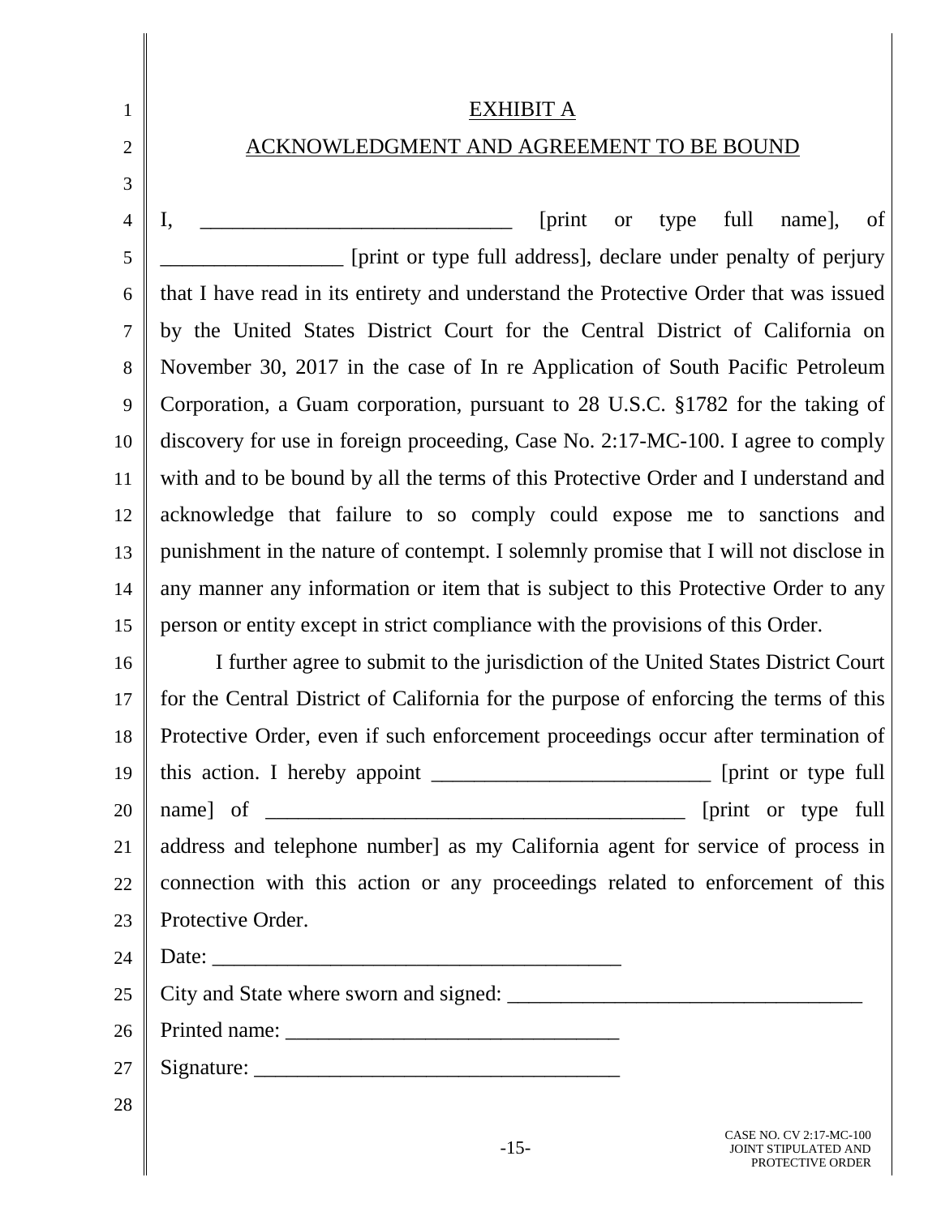EXHIBIT A

ACKNOWLEDGMENT AND AGREEMENT TO BE BOUND

I, _____________________________ [print or type full name], of _________________ [print or type full address], declare under penalty of perjury that I have read in its entirety and understand the Protective Order that was issued by the United States District Court for the Central District of California on November 30, 2017 in the case of In re Application of South Pacific Petroleum Corporation, a Guam corporation, pursuant to 28 U.S.C. §1782 for the taking of discovery for use in foreign proceeding, Case No. 2:17-MC-100. I agree to comply with and to be bound by all the terms of this Protective Order and I understand and acknowledge that failure to so comply could expose me to sanctions and punishment in the nature of contempt. I solemnly promise that I will not disclose in any manner any information or item that is subject to this Protective Order to any person or entity except in strict compliance with the provisions of this Order.

I further agree to submit to the jurisdiction of the United States District Court for the Central District of California for the purpose of enforcing the terms of this Protective Order, even if such enforcement proceedings occur after termination of this action. I hereby appoint __________________________ [print or type full name] of _______________________________________ [print or type full address and telephone number] as my California agent for service of process in connection with this action or any proceedings related to enforcement of this Protective Order.

Date: ______________________________________

City and State where sworn and signed: _________________________________

Printed name: _______________________________

Signature: __________________________________